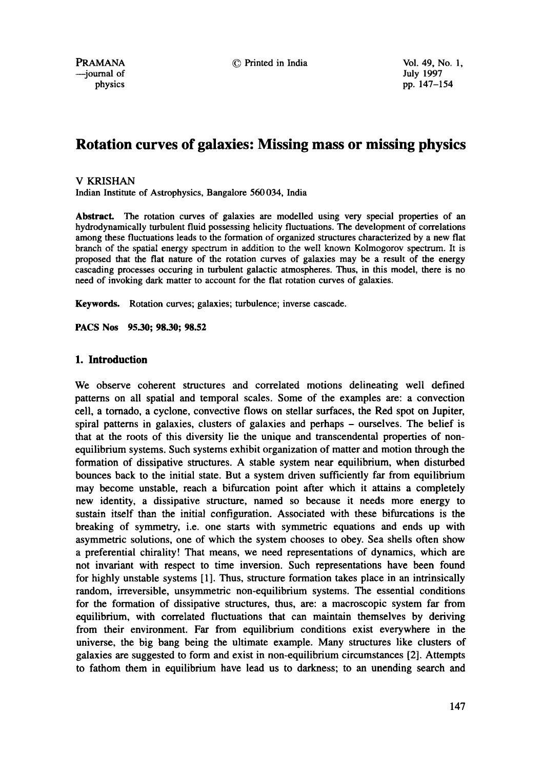# Rotation curves of galaxies: Missing mass or missing physics

V KRISHAN

Indian Institute of Astrophysics, Bangalore 560 034, India

**Abstract.** The rotation curves of galaxies are modelled using very special properties of an hydrodynamically turbulent fluid possessing helicity fluctuations. The development of correlations among these fluctuations leads to the formation of organized structures characterized by a new flat branch of the spatial energy spectrum in addition to the well known Kolmogorov spectrum. It is proposed that the flat nature of the rotation curves of galaxies may be a result of the energy cascading processes occuring in turbulent galactic atmospheres. Thus, in this model, there is no need of invoking dark matter to account for the flat rotation curves of galaxies.

**Keywords.** Rotation curves; galaxies; turbulence; inverse cascade.

**PACS Nos** 95.30; 98.30; 98.52

## 1. Introduction

We observe coherent structures and correlated motions delineating well defined patterns on all spatial and temporal scales. Some of the examples are: a convection cell, a tornado, a cyclone, convective flows on stellar surfaces, the Red spot on Jupiter, spiral patterns in galaxies, clusters of galaxies and perhaps – ourselves. The belief is that at the roots of this diversity lie the unique and transcendental properties of non-equilibrium systems. Such systems exhibit organization of matter and motion through the formation of dissipative structures. A stable system near equilibrium, when disturbed bounces back to the initial state. But a system driven sufficiently far from equilibrium may become unstable, reach a bifurcation point after which it attains a completely new identity, a dissipative structure, named so because it needs more energy to sustain itself than the initial configuration. Associated with these bifurcations is the breaking of symmetry, i.e. one starts with symmetric equations and ends up with asymmetric solutions, one of which the system chooses to obey. Sea shells often show a preferential chirality! That means, we need representations of dynamics, which are not invariant with respect to time inversion. Such representations have been found for highly unstable systems [1]. Thus, structure formation takes place in an intrinsically random, irreversible, unsymmetric non-equilibrium systems. The essential conditions for the formation of dissipative structures, thus, are: a macroscopic system far from equilibrium, with correlated fluctuations that can maintain themselves by deriving from their environment. Far from equilibrium conditions exist everywhere in the universe, the big bang being the ultimate example. Many structures like clusters of galaxies are suggested to form and exist in non-equilibrium circumstances [2]. Attempts to fathom them in equilibrium have lead us to darkness; to an unending search and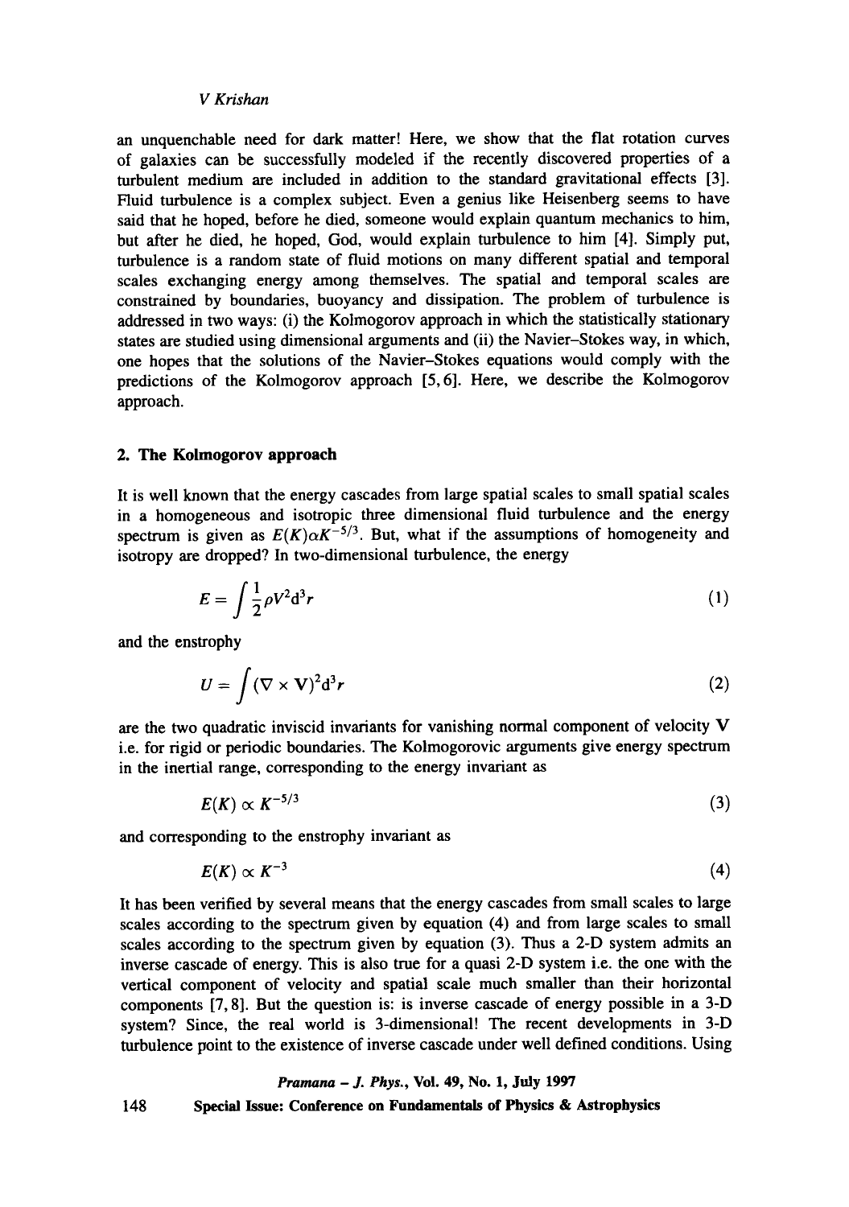an unquenchable need for dark matter! Here, we show that the flat rotation curves of galaxies can be successfully modeled if the recently discovered properties of a turbulent medium are included in addition to the standard gravitational effects [3]. Fluid turbulence is a complex subject. Even a genius like Heisenberg seems to have said that he hoped, before he died, someone would explain quantum mechanics to him, but after he died, he hoped, God, would explain turbulence to him [4]. Simply put, turbulence is a random state of fluid motions on many different spatial and temporal scales exchanging energy among themselves. The spatial and temporal scales are constrained by boundaries, buoyancy and dissipation. The problem of turbulence is addressed in two ways: (i) the Kolmogorov approach in which the statistically stationary states are studied using dimensional arguments and (ii) the Navier–Stokes way, in which, one hopes that the solutions of the Navier–Stokes equations would comply with the predictions of the Kolmogorov approach [5, 6]. Here, we describe the Kolmogorov approach.

## 2. The Kolmogorov approach

It is well known that the energy cascades from large spatial scales to small spatial scales in a homogeneous and isotropic three dimensional fluid turbulence and the energy spectrum is given as $E(K)\alpha K^{-5/3}$. But, what if the assumptions of homogeneity and isotropy are dropped? In two-dimensional turbulence, the energy

$$E = \int \frac{1}{2}\rho V^2 \mathrm{d}^3 r \tag{1}$$

and the enstrophy

$$U = \int (\nabla \times \mathbf{V})^2 \mathrm{d}^3 r \tag{2}$$

are the two quadratic inviscid invariants for vanishing normal component of velocity $\mathbf{V}$ i.e. for rigid or periodic boundaries. The Kolmogorovic arguments give energy spectrum in the inertial range, corresponding to the energy invariant as

$$E(K) \propto K^{-5/3} \tag{3}$$

and corresponding to the enstrophy invariant as

$$E(K) \propto K^{-3} \tag{4}$$

It has been verified by several means that the energy cascades from small scales to large scales according to the spectrum given by equation (4) and from large scales to small scales according to the spectrum given by equation (3). Thus a 2-D system admits an inverse cascade of energy. This is also true for a quasi 2-D system i.e. the one with the vertical component of velocity and spatial scale much smaller than their horizontal components [7, 8]. But the question is: is inverse cascade of energy possible in a 3-D system? Since, the real world is 3-dimensional! The recent developments in 3-D turbulence point to the existence of inverse cascade under well defined conditions. Using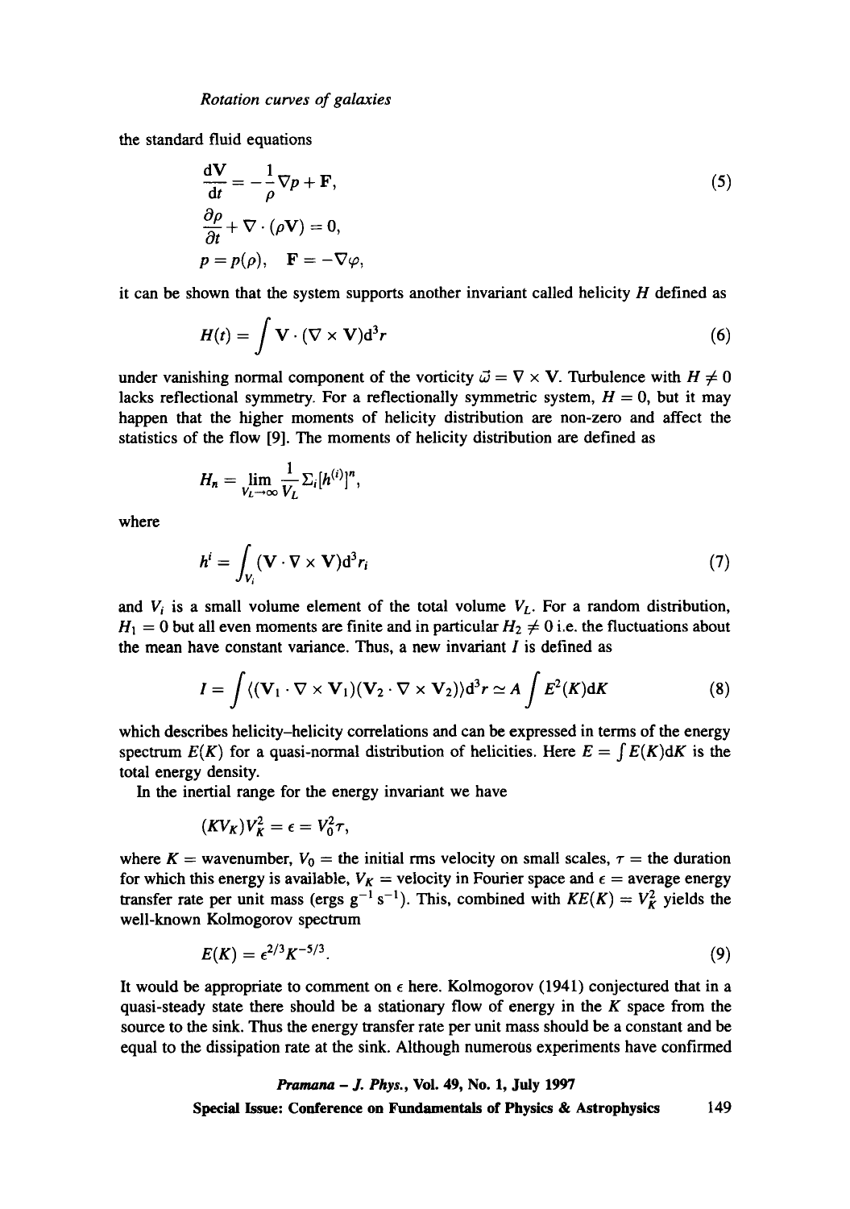the standard fluid equations

$$\frac{\mathrm{d}\mathbf{V}}{\mathrm{d}t} = -\frac{1}{\rho}\nabla p + \mathbf{F}, \tag{5}$$

$$\frac{\partial \rho}{\partial t} + \nabla \cdot (\rho \mathbf{V}) = 0,$$

$$p = p(\rho), \quad \mathbf{F} = -\nabla \varphi,$$

it can be shown that the system supports another invariant called helicity $H$ defined as

$$H(t) = \int \mathbf{V} \cdot (\nabla \times \mathbf{V}) \mathrm{d}^3 r \tag{6}$$

under vanishing normal component of the vorticity $\vec{\omega} = \nabla \times \mathbf{V}$. Turbulence with $H \neq 0$ lacks reflectional symmetry. For a reflectionally symmetric system, $H = 0$, but it may happen that the higher moments of helicity distribution are non-zero and affect the statistics of the flow [9]. The moments of helicity distribution are defined as

$$H_n = \lim_{V_L \to \infty} \frac{1}{V_L} \Sigma_i [h^{(i)}]^n,$$

where

$$h^i = \int_{V_i} (\mathbf{V} \cdot \nabla \times \mathbf{V}) \mathrm{d}^3 r_i \tag{7}$$

and $V_i$ is a small volume element of the total volume $V_L$. For a random distribution, $H_1 = 0$ but all even moments are finite and in particular $H_2 \neq 0$ i.e. the fluctuations about the mean have constant variance. Thus, a new invariant $I$ is defined as

$$I = \int \langle (\mathbf{V}_1 \cdot \nabla \times \mathbf{V}_1)(\mathbf{V}_2 \cdot \nabla \times \mathbf{V}_2) \rangle \mathrm{d}^3 r \simeq A \int E^2(K) \mathrm{d}K \tag{8}$$

which describes helicity–helicity correlations and can be expressed in terms of the energy spectrum $E(K)$ for a quasi-normal distribution of helicities. Here $E = \int E(K)\mathrm{d}K$ is the total energy density.

In the inertial range for the energy invariant we have

$$(KV_K)V_K^2 = \epsilon = V_0^2 \tau,$$

where $K$ = wavenumber, $V_0$ = the initial rms velocity on small scales, $\tau$ = the duration for which this energy is available, $V_K$ = velocity in Fourier space and $\epsilon$ = average energy transfer rate per unit mass (ergs $\mathrm{g}^{-1}\,\mathrm{s}^{-1}$). This, combined with $KE(K) = V_K^2$ yields the well-known Kolmogorov spectrum

$$E(K) = \epsilon^{2/3} K^{-5/3}. \tag{9}$$

It would be appropriate to comment on $\epsilon$ here. Kolmogorov (1941) conjectured that in a quasi-steady state there should be a stationary flow of energy in the $K$ space from the source to the sink. Thus the energy transfer rate per unit mass should be a constant and be equal to the dissipation rate at the sink. Although numerous experiments have confirmed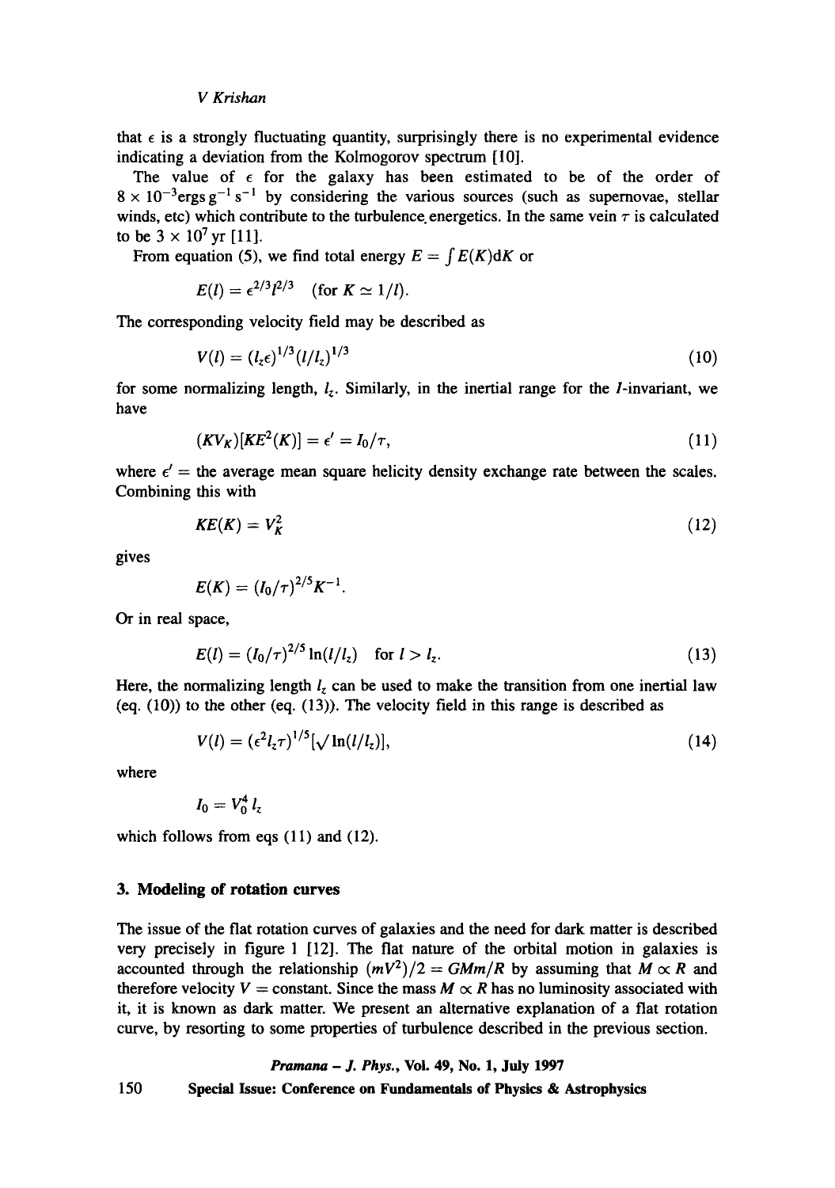that $\epsilon$ is a strongly fluctuating quantity, surprisingly there is no experimental evidence indicating a deviation from the Kolmogorov spectrum [10].

The value of $\epsilon$ for the galaxy has been estimated to be of the order of $8 \times 10^{-3}$ ergs g$^{-1}$ s$^{-1}$ by considering the various sources (such as supernovae, stellar winds, etc) which contribute to the turbulence energetics. In the same vein $\tau$ is calculated to be $3 \times 10^{7}$ yr [11].

From equation (5), we find total energy $E = \int E(K)\mathrm{d}K$ or

$$E(l) = \epsilon^{2/3} l^{2/3} \quad (\text{for } K \simeq 1/l).$$

The corresponding velocity field may be described as

$$V(l) = (l_z \epsilon)^{1/3} (l/l_z)^{1/3} \tag{10}$$

for some normalizing length, $l_z$. Similarly, in the inertial range for the $I$-invariant, we have

$$(KV_K)[KE^2(K)] = \epsilon' = I_0/\tau, \tag{11}$$

where $\epsilon'$ = the average mean square helicity density exchange rate between the scales. Combining this with

$$KE(K) = V_K^2 \tag{12}$$

gives

$$E(K) = (I_0/\tau)^{2/5} K^{-1}.$$

Or in real space,

$$E(l) = (I_0/\tau)^{2/5} \ln(l/l_z) \quad \text{for } l > l_z. \tag{13}$$

Here, the normalizing length $l_z$ can be used to make the transition from one inertial law (eq. (10)) to the other (eq. (13)). The velocity field in this range is described as

$$V(l) = (\epsilon^2 l_z \tau)^{1/5} [\sqrt{\ln(l/l_z)}], \tag{14}$$

where

$$I_0 = V_0^4 \, l_z$$

which follows from eqs (11) and (12).

## 3. Modeling of rotation curves

The issue of the flat rotation curves of galaxies and the need for dark matter is described very precisely in figure 1 [12]. The flat nature of the orbital motion in galaxies is accounted through the relationship $(mV^2)/2 = GMm/R$ by assuming that $M \propto R$ and therefore velocity $V$ = constant. Since the mass $M \propto R$ has no luminosity associated with it, it is known as dark matter. We present an alternative explanation of a flat rotation curve, by resorting to some properties of turbulence described in the previous section.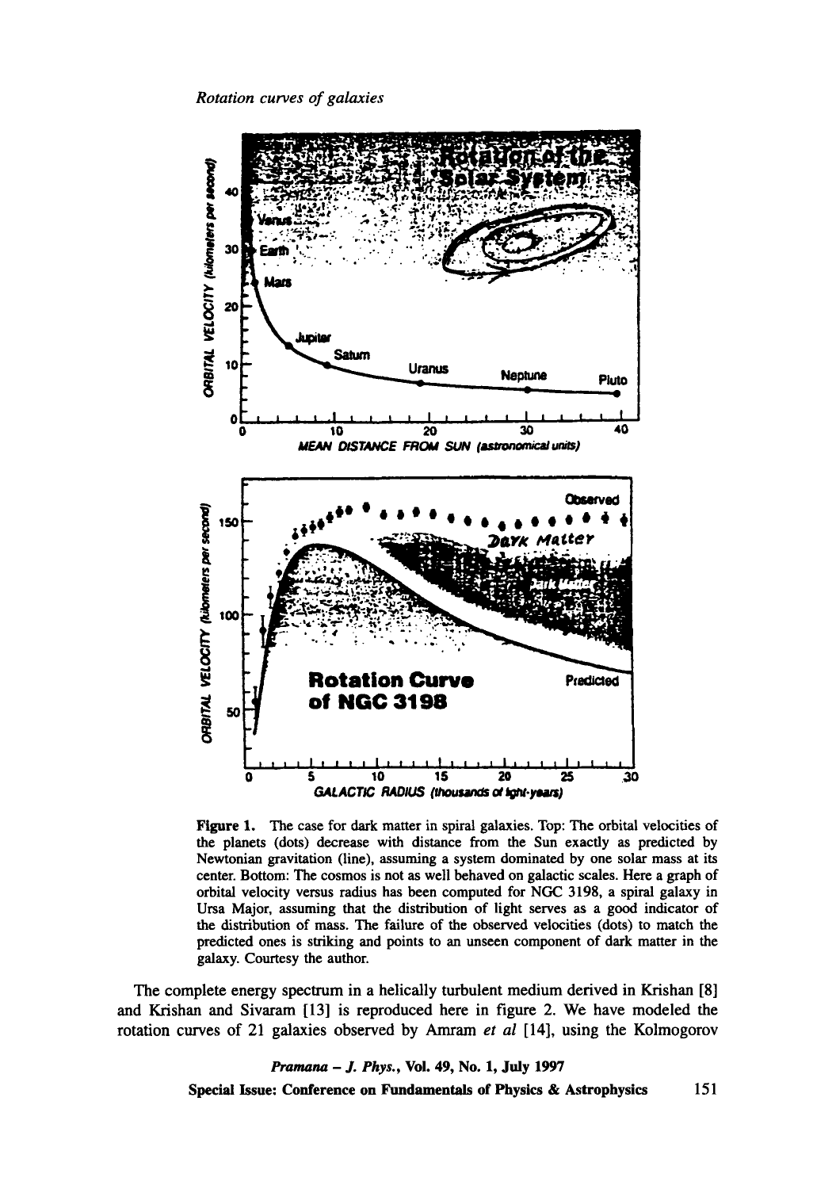Figure 1. The case for dark matter in spiral galaxies. Top: The orbital velocities of the planets (dots) decrease with distance from the Sun exactly as predicted by Newtonian gravitation (line), assuming a system dominated by one solar mass at its center. Bottom: The cosmos is not as well behaved on galactic scales. Here a graph of orbital velocity versus radius has been computed for NGC 3198, a spiral galaxy in Ursa Major, assuming that the distribution of light serves as a good indicator of the distribution of mass. The failure of the observed velocities (dots) to match the predicted ones is striking and points to an unseen component of dark matter in the galaxy. Courtesy the author.

The complete energy spectrum in a helically turbulent medium derived in Krishan [8] and Krishan and Sivaram [13] is reproduced here in figure 2. We have modeled the rotation curves of 21 galaxies observed by Amram *et al* [14], using the Kolmogorov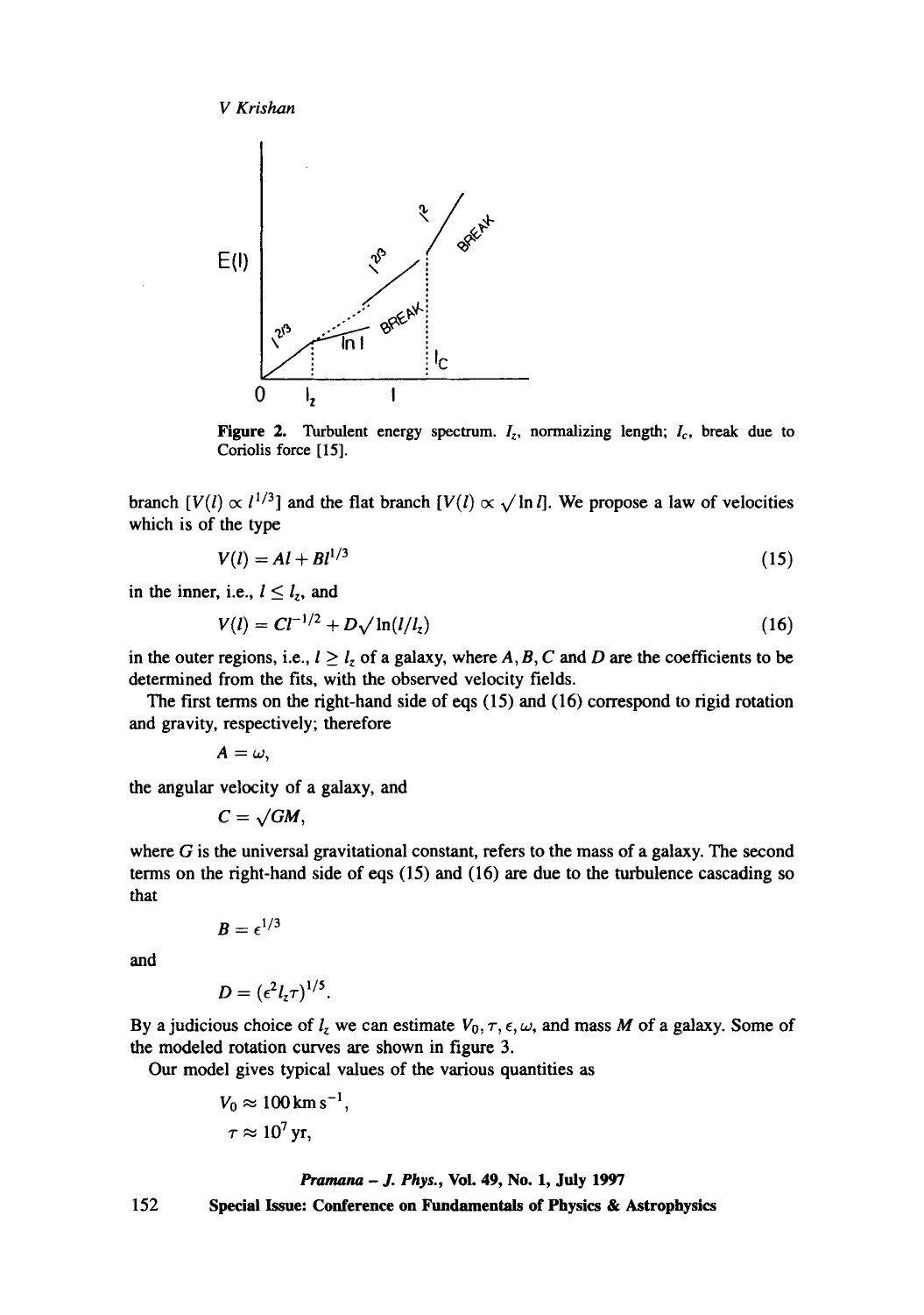**Figure 2.** Turbulent energy spectrum. $l_z$, normalizing length; $l_c$, break due to Coriolis force [15].

branch $[V(l) \propto l^{1/3}]$ and the flat branch $[V(l) \propto \sqrt{\ln l}]$. We propose a law of velocities which is of the type

$$V(l) = Al + Bl^{1/3} \tag{15}$$

in the inner, i.e., $l \leq l_z$, and

$$V(l) = Cl^{-1/2} + D\sqrt{\ln(l/l_z)} \tag{16}$$

in the outer regions, i.e., $l \geq l_z$ of a galaxy, where $A, B, C$ and $D$ are the coefficients to be determined from the fits, with the observed velocity fields.

The first terms on the right-hand side of eqs (15) and (16) correspond to rigid rotation and gravity, respectively; therefore

$$A = \omega,$$

the angular velocity of a galaxy, and

$$C = \sqrt{GM},$$

where $G$ is the universal gravitational constant, refers to the mass of a galaxy. The second terms on the right-hand side of eqs (15) and (16) are due to the turbulence cascading so that

$$B = \epsilon^{1/3}$$

and

$$D = (\epsilon^2 l_z \tau)^{1/5}.$$

By a judicious choice of $l_z$ we can estimate $V_0, \tau, \epsilon, \omega$, and mass $M$ of a galaxy. Some of the modeled rotation curves are shown in figure 3.

Our model gives typical values of the various quantities as

$$V_0 \approx 100\,\text{km s}^{-1},$$

$$\tau \approx 10^7\,\text{yr},$$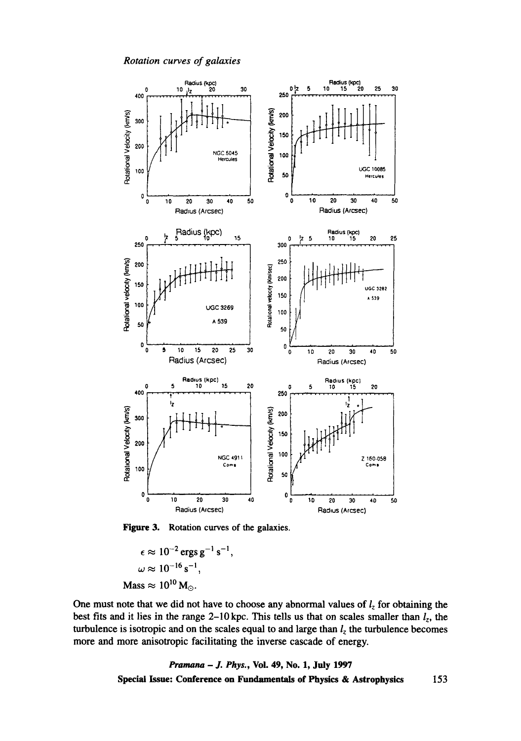Figure 3. Rotation curves of the galaxies.

$$\epsilon \approx 10^{-2}\,\mathrm{ergs\,g^{-1}\,s^{-1}},$$
$$\omega \approx 10^{-16}\,\mathrm{s^{-1}},$$
$$\mathrm{Mass} \approx 10^{10}\,\mathrm{M_{\odot}}.$$

One must note that we did not have to choose any abnormal values of $l_z$ for obtaining the best fits and it lies in the range 2–10 kpc. This tells us that on scales smaller than $l_z$, the turbulence is isotropic and on the scales equal to and large than $l_z$ the turbulence becomes more and more anisotropic facilitating the inverse cascade of energy.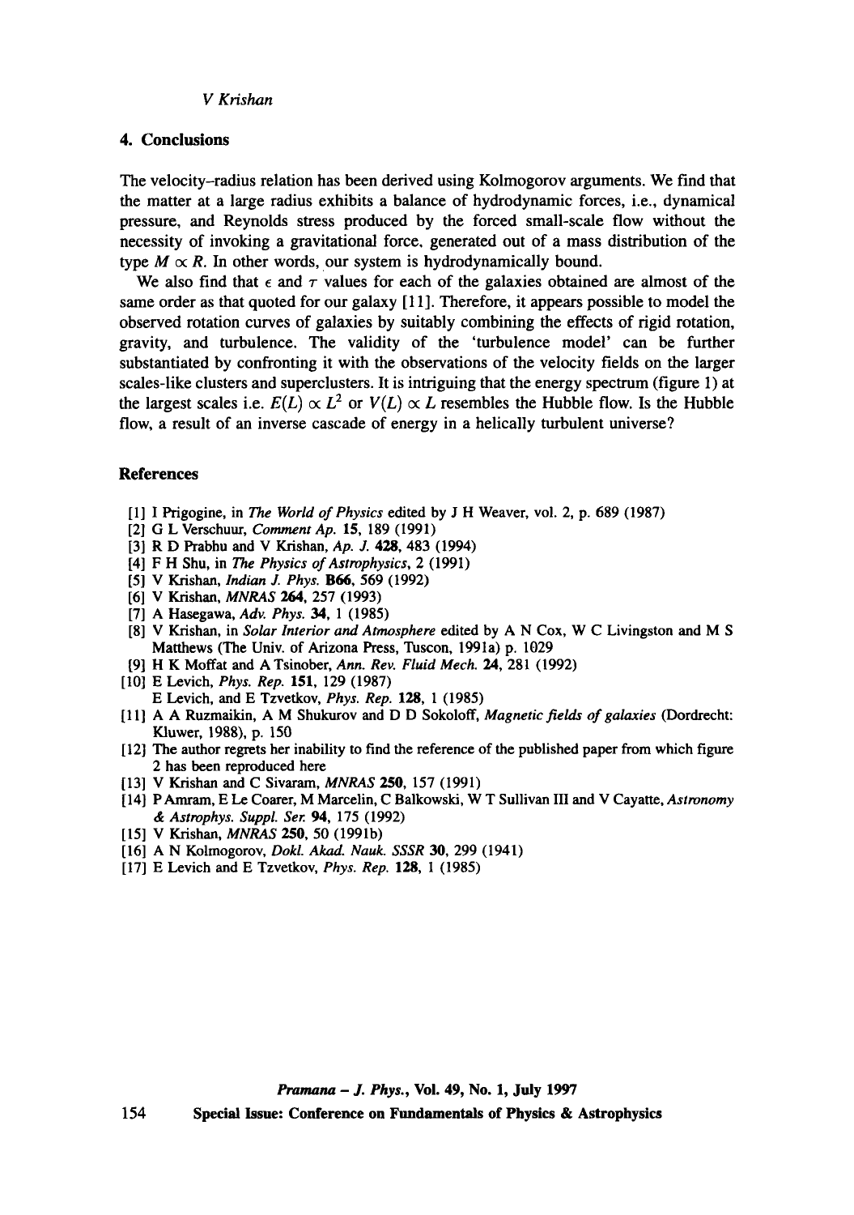## 4. Conclusions

The velocity–radius relation has been derived using Kolmogorov arguments. We find that the matter at a large radius exhibits a balance of hydrodynamic forces, i.e., dynamical pressure, and Reynolds stress produced by the forced small-scale flow without the necessity of invoking a gravitational force, generated out of a mass distribution of the type $M \propto R$. In other words, our system is hydrodynamically bound.

We also find that $\epsilon$ and $\tau$ values for each of the galaxies obtained are almost of the same order as that quoted for our galaxy [11]. Therefore, it appears possible to model the observed rotation curves of galaxies by suitably combining the effects of rigid rotation, gravity, and turbulence. The validity of the 'turbulence model' can be further substantiated by confronting it with the observations of the velocity fields on the larger scales-like clusters and superclusters. It is intriguing that the energy spectrum (figure 1) at the largest scales i.e. $E(L) \propto L^2$ or $V(L) \propto L$ resembles the Hubble flow. Is the Hubble flow, a result of an inverse cascade of energy in a helically turbulent universe?

## References

[1] I Prigogine, in *The World of Physics* edited by J H Weaver, vol. 2, p. 689 (1987)
[2] G L Verschuur, *Comment Ap.* **15**, 189 (1991)
[3] R D Prabhu and V Krishan, *Ap. J.* **428**, 483 (1994)
[4] F H Shu, in *The Physics of Astrophysics*, 2 (1991)
[5] V Krishan, *Indian J. Phys.* **B66**, 569 (1992)
[6] V Krishan, *MNRAS* **264**, 257 (1993)
[7] A Hasegawa, *Adv. Phys.* **34**, 1 (1985)
[8] V Krishan, in *Solar Interior and Atmosphere* edited by A N Cox, W C Livingston and M S Matthews (The Univ. of Arizona Press, Tuscon, 1991a) p. 1029
[9] H K Moffat and A Tsinober, *Ann. Rev. Fluid Mech.* **24**, 281 (1992)
[10] E Levich, *Phys. Rep.* **151**, 129 (1987)
E Levich, and E Tzvetkov, *Phys. Rep.* **128**, 1 (1985)
[11] A A Ruzmaikin, A M Shukurov and D D Sokoloff, *Magnetic fields of galaxies* (Dordrecht: Kluwer, 1988), p. 150
[12] The author regrets her inability to find the reference of the published paper from which figure 2 has been reproduced here
[13] V Krishan and C Sivaram, *MNRAS* **250**, 157 (1991)
[14] P Amram, E Le Coarer, M Marcelin, C Balkowski, W T Sullivan III and V Cayatte, *Astronomy & Astrophys. Suppl. Ser.* **94**, 175 (1992)
[15] V Krishan, *MNRAS* **250**, 50 (1991b)
[16] A N Kolmogorov, *Dokl. Akad. Nauk. SSSR* **30**, 299 (1941)
[17] E Levich and E Tzvetkov, *Phys. Rep.* **128**, 1 (1985)